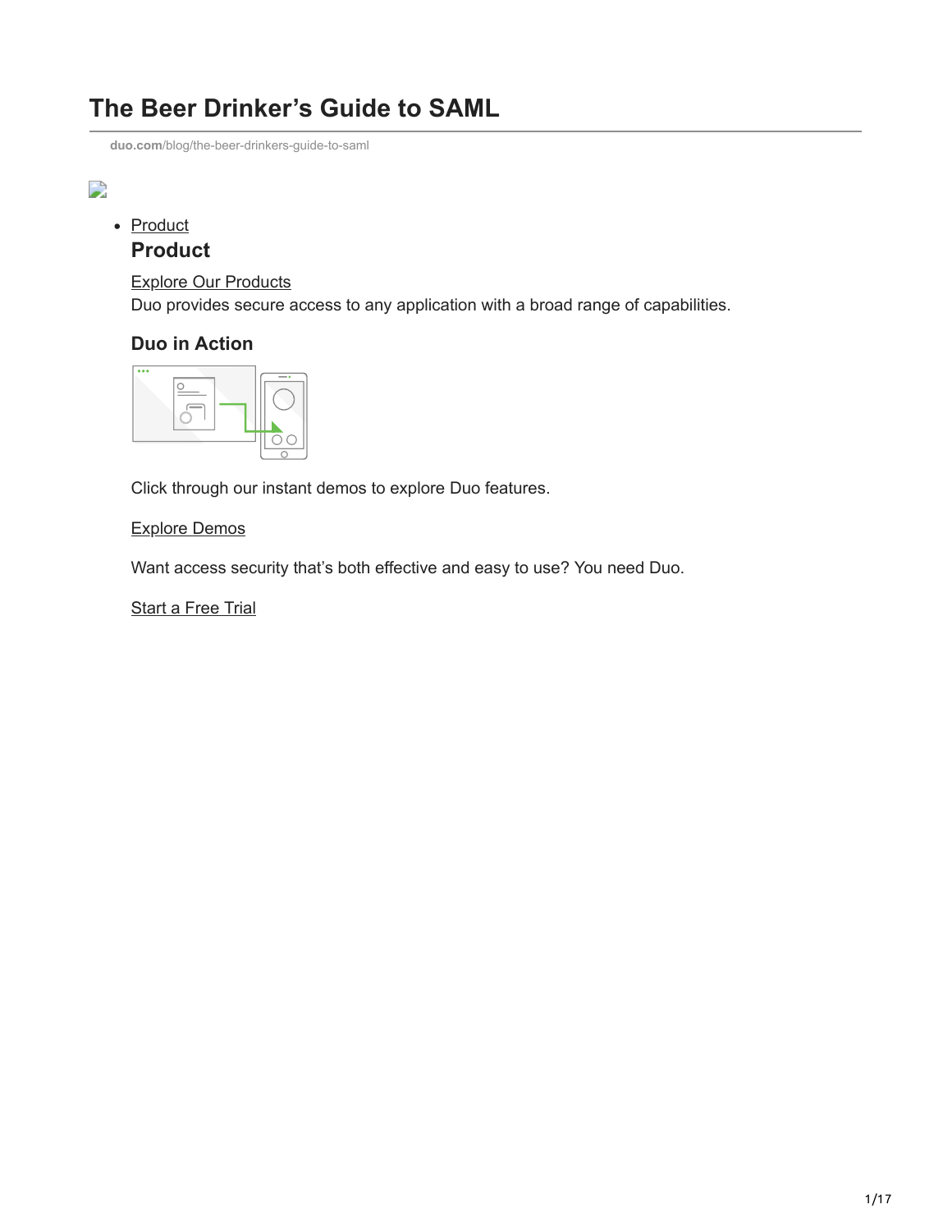# The Beer Drinker's Guide to SAML

duo.com/blog/the-beer-drinkers-guide-to-saml

- Product

## Product

Explore Our Products

Duo provides secure access to any application with a broad range of capabilities.

### Duo in Action

Click through our instant demos to explore Duo features.

Explore Demos

Want access security that's both effective and easy to use? You need Duo.

Start a Free Trial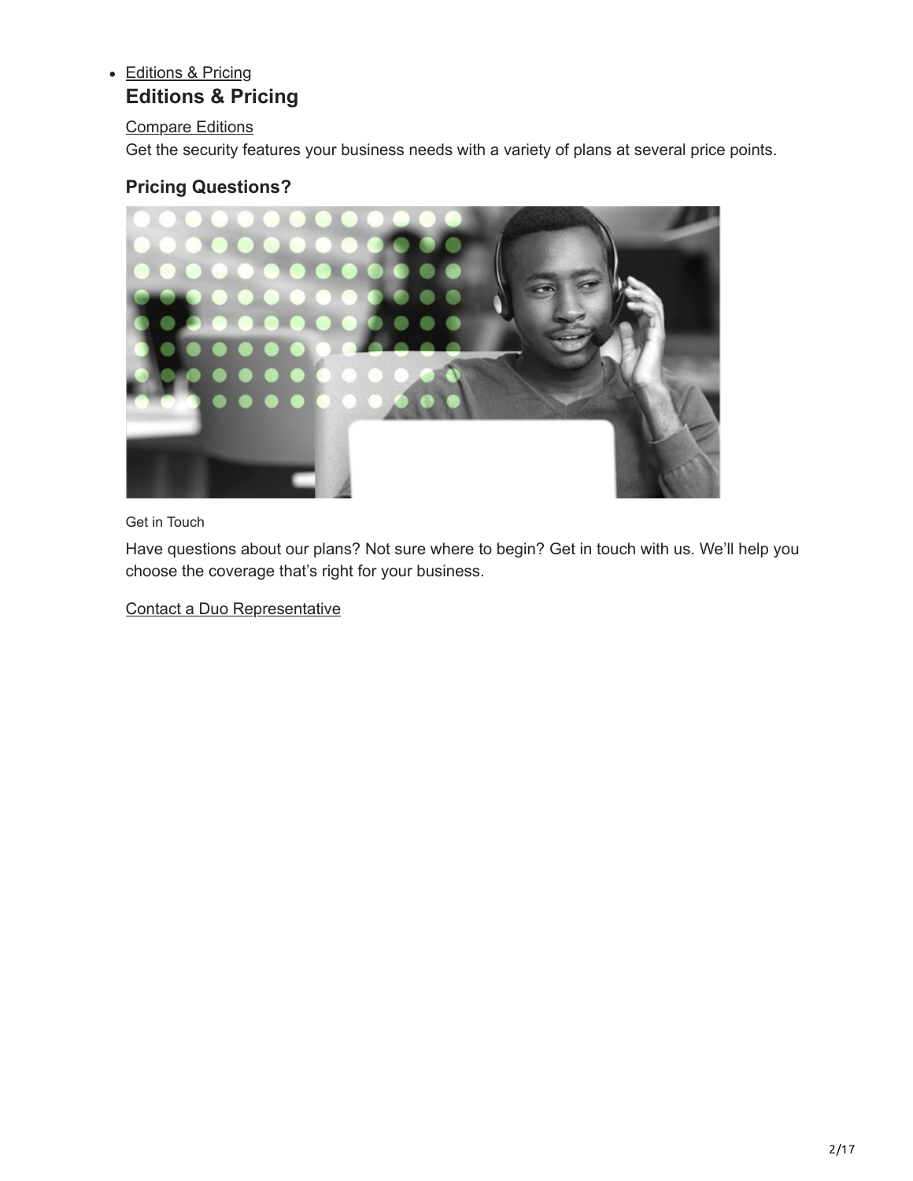- Editions & Pricing

### Editions & Pricing

Compare Editions

Get the security features your business needs with a variety of plans at several price points.

### Pricing Questions?

Get in Touch

Have questions about our plans? Not sure where to begin? Get in touch with us. We'll help you choose the coverage that's right for your business.

Contact a Duo Representative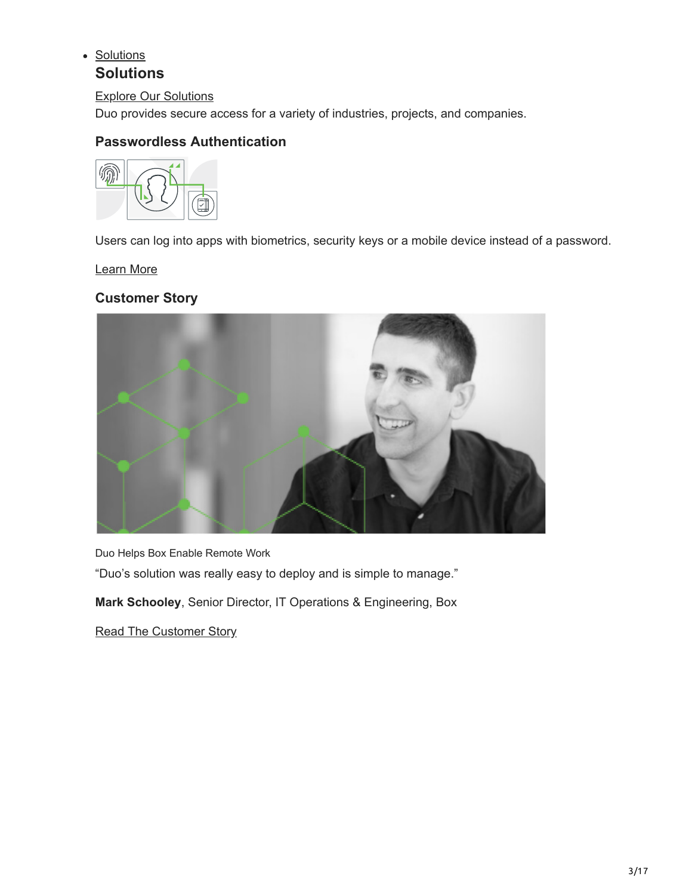- Solutions

### Solutions

Explore Our Solutions

Duo provides secure access for a variety of industries, projects, and companies.

#### Passwordless Authentication

Users can log into apps with biometrics, security keys or a mobile device instead of a password.

Learn More

#### Customer Story

Duo Helps Box Enable Remote Work

“Duo’s solution was really easy to deploy and is simple to manage.”

**Mark Schooley**, Senior Director, IT Operations & Engineering, Box

Read The Customer Story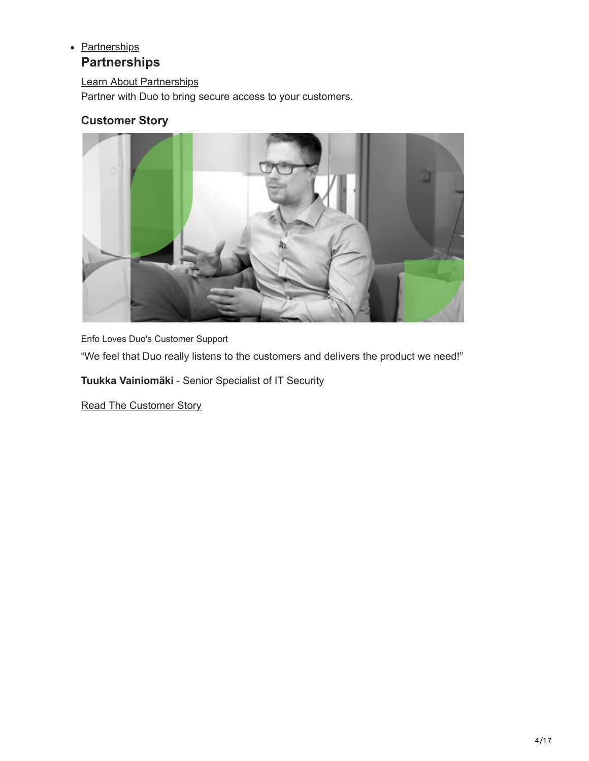- Partnerships

### Partnerships

Learn About Partnerships

Partner with Duo to bring secure access to your customers.

### Customer Story

Enfo Loves Duo's Customer Support

“We feel that Duo really listens to the customers and delivers the product we need!”

**Tuukka Vainiomäki** - Senior Specialist of IT Security

Read The Customer Story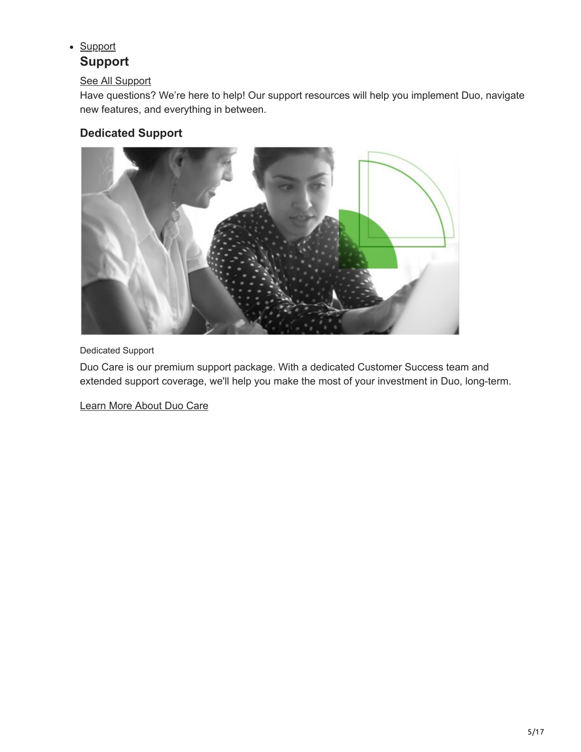- Support

### Support

See All Support

Have questions? We're here to help! Our support resources will help you implement Duo, navigate new features, and everything in between.

#### Dedicated Support

Dedicated Support

Duo Care is our premium support package. With a dedicated Customer Success team and extended support coverage, we'll help you make the most of your investment in Duo, long-term.

Learn More About Duo Care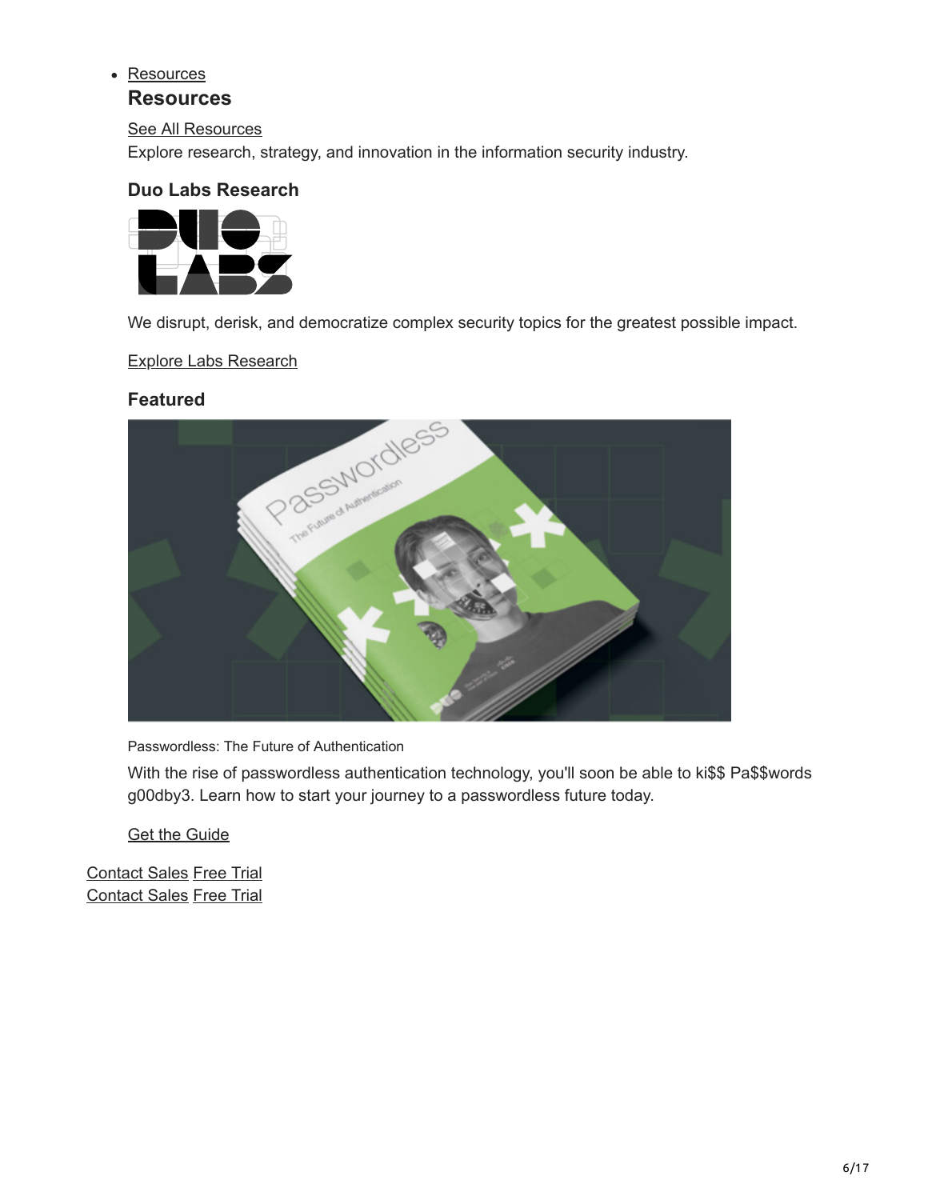- Resources

### Resources

See All Resources

Explore research, strategy, and innovation in the information security industry.

#### Duo Labs Research

We disrupt, derisk, and democratize complex security topics for the greatest possible impact.

Explore Labs Research

#### Featured

Passwordless: The Future of Authentication

With the rise of passwordless authentication technology, you'll soon be able to ki$$ Pa$$words g00dby3. Learn how to start your journey to a passwordless future today.

Get the Guide

Contact Sales Free Trial
Contact Sales Free Trial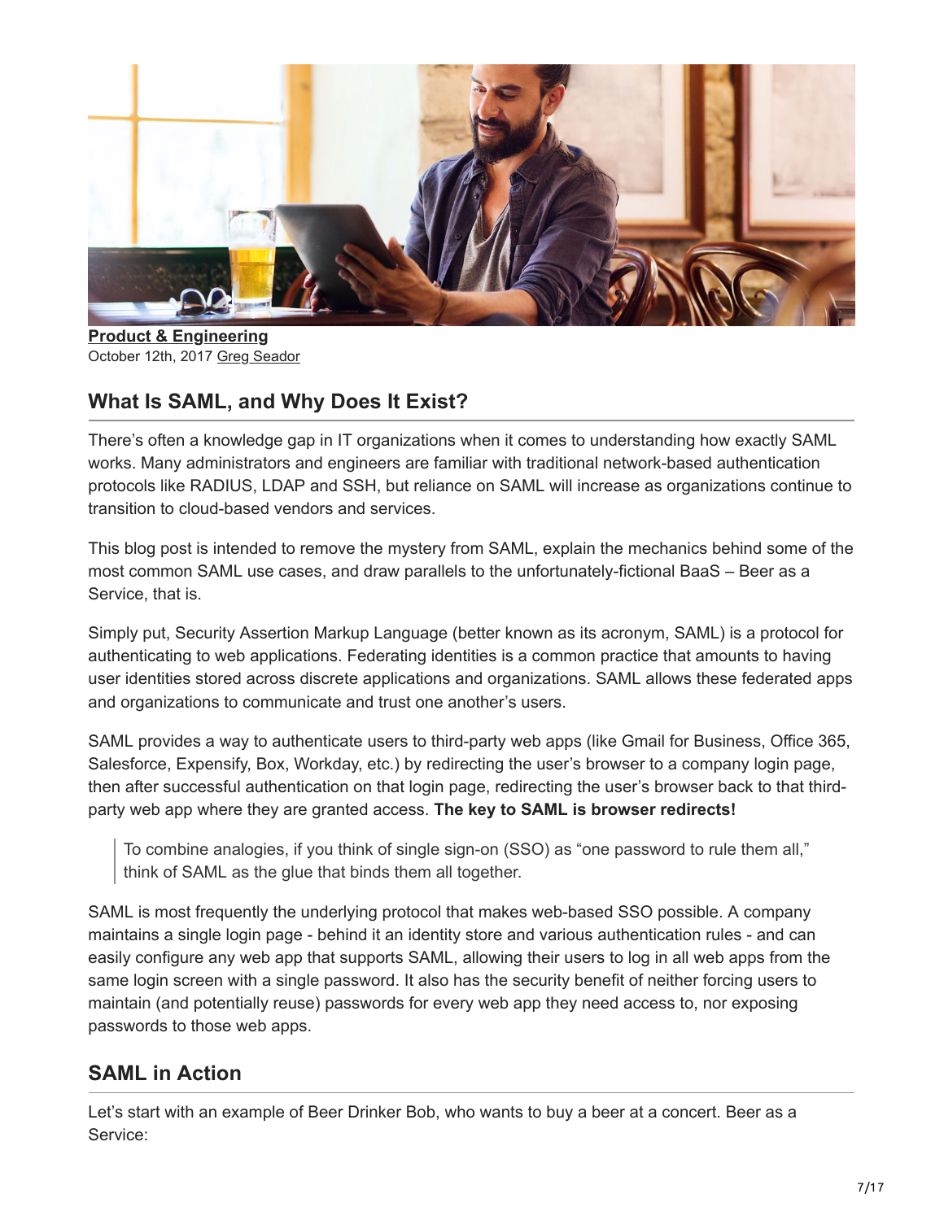**Product & Engineering**
October 12th, 2017 Greg Seador

## What Is SAML, and Why Does It Exist?

There's often a knowledge gap in IT organizations when it comes to understanding how exactly SAML works. Many administrators and engineers are familiar with traditional network-based authentication protocols like RADIUS, LDAP and SSH, but reliance on SAML will increase as organizations continue to transition to cloud-based vendors and services.

This blog post is intended to remove the mystery from SAML, explain the mechanics behind some of the most common SAML use cases, and draw parallels to the unfortunately-fictional BaaS – Beer as a Service, that is.

Simply put, Security Assertion Markup Language (better known as its acronym, SAML) is a protocol for authenticating to web applications. Federating identities is a common practice that amounts to having user identities stored across discrete applications and organizations. SAML allows these federated apps and organizations to communicate and trust one another's users.

SAML provides a way to authenticate users to third-party web apps (like Gmail for Business, Office 365, Salesforce, Expensify, Box, Workday, etc.) by redirecting the user's browser to a company login page, then after successful authentication on that login page, redirecting the user's browser back to that third-party web app where they are granted access. **The key to SAML is browser redirects!**

> To combine analogies, if you think of single sign-on (SSO) as "one password to rule them all," think of SAML as the glue that binds them all together.

SAML is most frequently the underlying protocol that makes web-based SSO possible. A company maintains a single login page - behind it an identity store and various authentication rules - and can easily configure any web app that supports SAML, allowing their users to log in all web apps from the same login screen with a single password. It also has the security benefit of neither forcing users to maintain (and potentially reuse) passwords for every web app they need access to, nor exposing passwords to those web apps.

## SAML in Action

Let's start with an example of Beer Drinker Bob, who wants to buy a beer at a concert. Beer as a Service: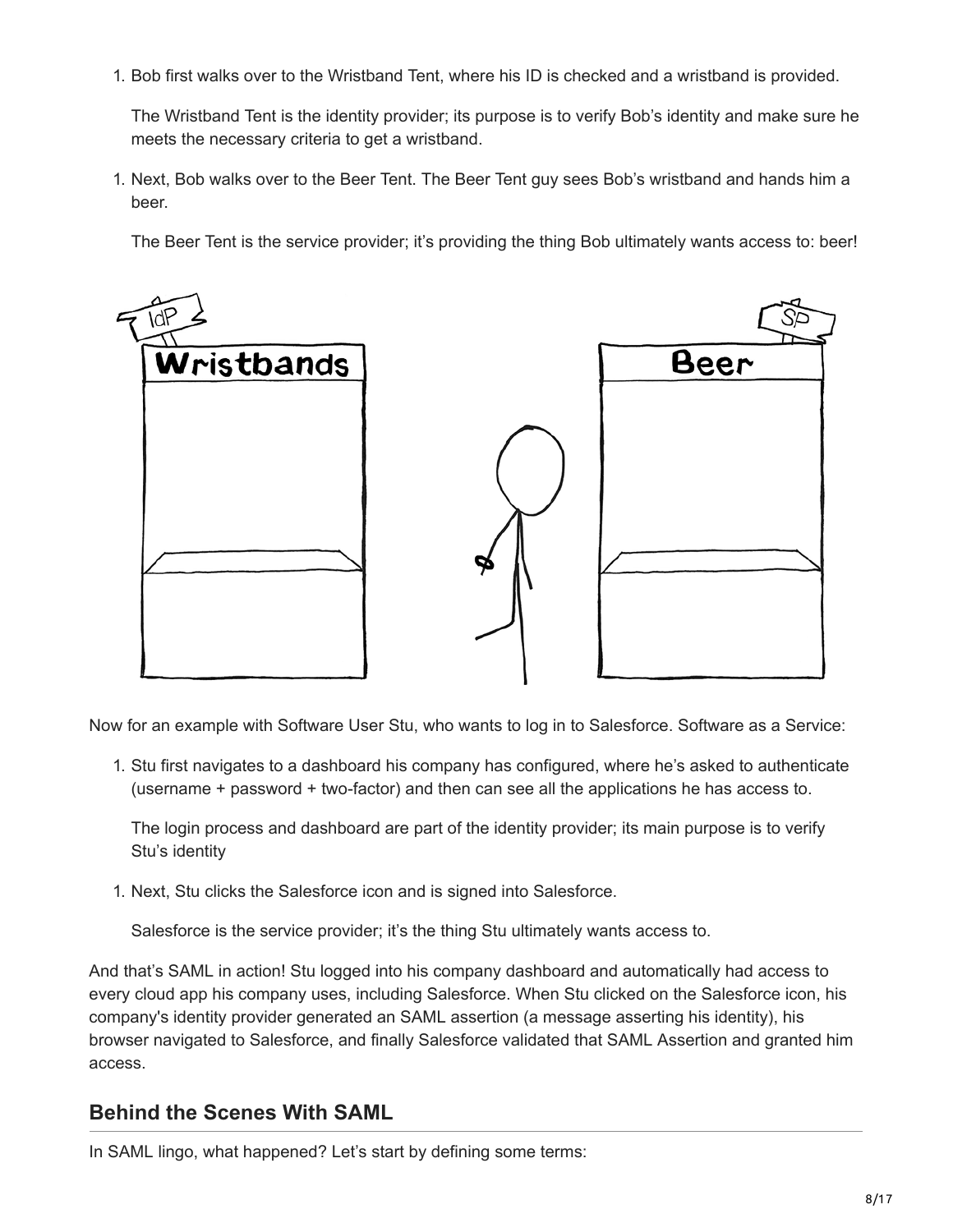1. Bob first walks over to the Wristband Tent, where his ID is checked and a wristband is provided.

   The Wristband Tent is the identity provider; its purpose is to verify Bob's identity and make sure he meets the necessary criteria to get a wristband.

1. Next, Bob walks over to the Beer Tent. The Beer Tent guy sees Bob's wristband and hands him a beer.

   The Beer Tent is the service provider; it's providing the thing Bob ultimately wants access to: beer!

Now for an example with Software User Stu, who wants to log in to Salesforce. Software as a Service:

1. Stu first navigates to a dashboard his company has configured, where he's asked to authenticate (username + password + two-factor) and then can see all the applications he has access to.

   The login process and dashboard are part of the identity provider; its main purpose is to verify Stu's identity

1. Next, Stu clicks the Salesforce icon and is signed into Salesforce.

   Salesforce is the service provider; it's the thing Stu ultimately wants access to.

And that's SAML in action! Stu logged into his company dashboard and automatically had access to every cloud app his company uses, including Salesforce. When Stu clicked on the Salesforce icon, his company's identity provider generated an SAML assertion (a message asserting his identity), his browser navigated to Salesforce, and finally Salesforce validated that SAML Assertion and granted him access.

## Behind the Scenes With SAML

In SAML lingo, what happened? Let's start by defining some terms: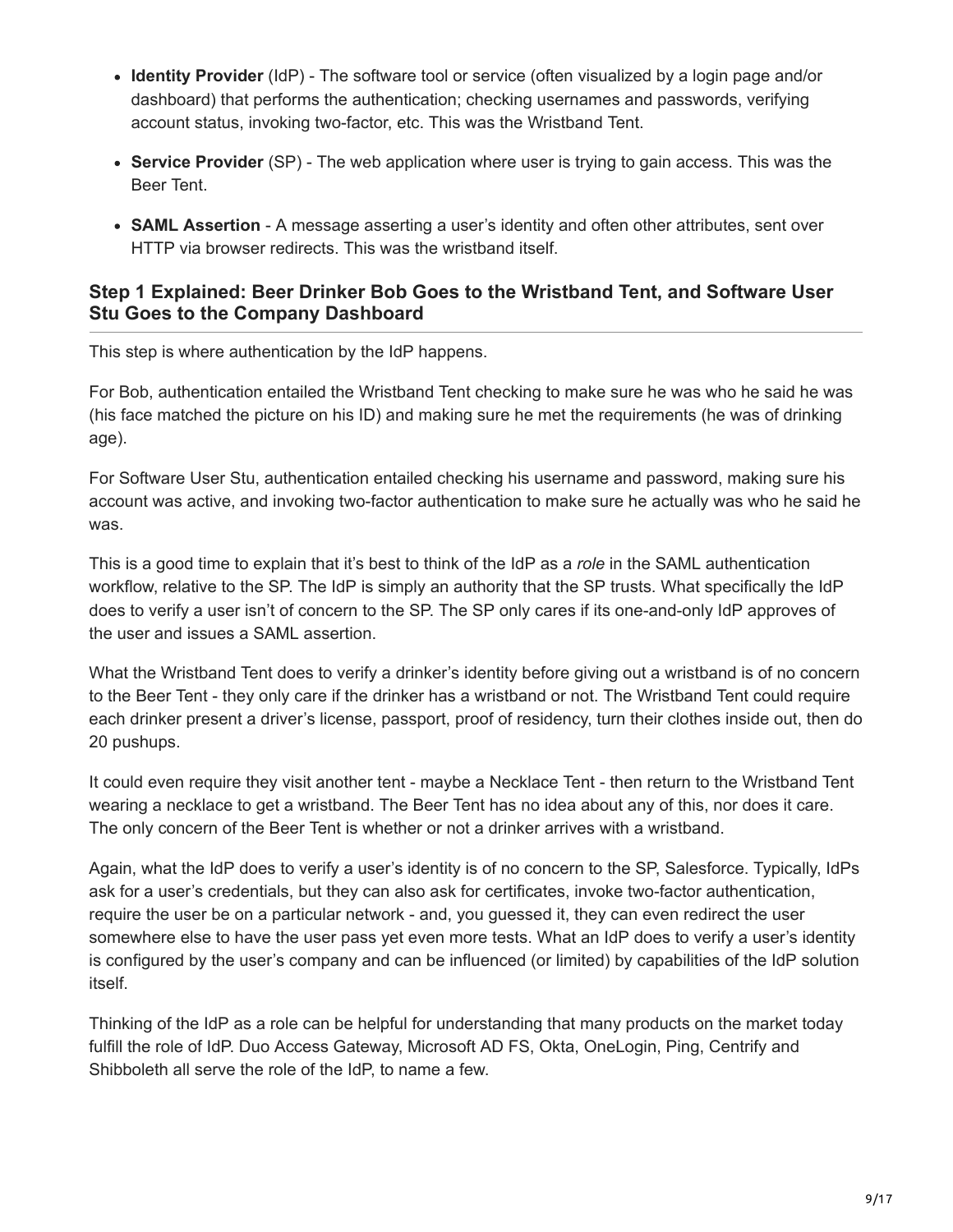- **Identity Provider** (IdP) - The software tool or service (often visualized by a login page and/or dashboard) that performs the authentication; checking usernames and passwords, verifying account status, invoking two-factor, etc. This was the Wristband Tent.
- **Service Provider** (SP) - The web application where user is trying to gain access. This was the Beer Tent.
- **SAML Assertion** - A message asserting a user's identity and often other attributes, sent over HTTP via browser redirects. This was the wristband itself.

### Step 1 Explained: Beer Drinker Bob Goes to the Wristband Tent, and Software User Stu Goes to the Company Dashboard

This step is where authentication by the IdP happens.

For Bob, authentication entailed the Wristband Tent checking to make sure he was who he said he was (his face matched the picture on his ID) and making sure he met the requirements (he was of drinking age).

For Software User Stu, authentication entailed checking his username and password, making sure his account was active, and invoking two-factor authentication to make sure he actually was who he said he was.

This is a good time to explain that it's best to think of the IdP as a *role* in the SAML authentication workflow, relative to the SP. The IdP is simply an authority that the SP trusts. What specifically the IdP does to verify a user isn't of concern to the SP. The SP only cares if its one-and-only IdP approves of the user and issues a SAML assertion.

What the Wristband Tent does to verify a drinker's identity before giving out a wristband is of no concern to the Beer Tent - they only care if the drinker has a wristband or not. The Wristband Tent could require each drinker present a driver's license, passport, proof of residency, turn their clothes inside out, then do 20 pushups.

It could even require they visit another tent - maybe a Necklace Tent - then return to the Wristband Tent wearing a necklace to get a wristband. The Beer Tent has no idea about any of this, nor does it care. The only concern of the Beer Tent is whether or not a drinker arrives with a wristband.

Again, what the IdP does to verify a user's identity is of no concern to the SP, Salesforce. Typically, IdPs ask for a user's credentials, but they can also ask for certificates, invoke two-factor authentication, require the user be on a particular network - and, you guessed it, they can even redirect the user somewhere else to have the user pass yet even more tests. What an IdP does to verify a user's identity is configured by the user's company and can be influenced (or limited) by capabilities of the IdP solution itself.

Thinking of the IdP as a role can be helpful for understanding that many products on the market today fulfill the role of IdP. Duo Access Gateway, Microsoft AD FS, Okta, OneLogin, Ping, Centrify and Shibboleth all serve the role of the IdP, to name a few.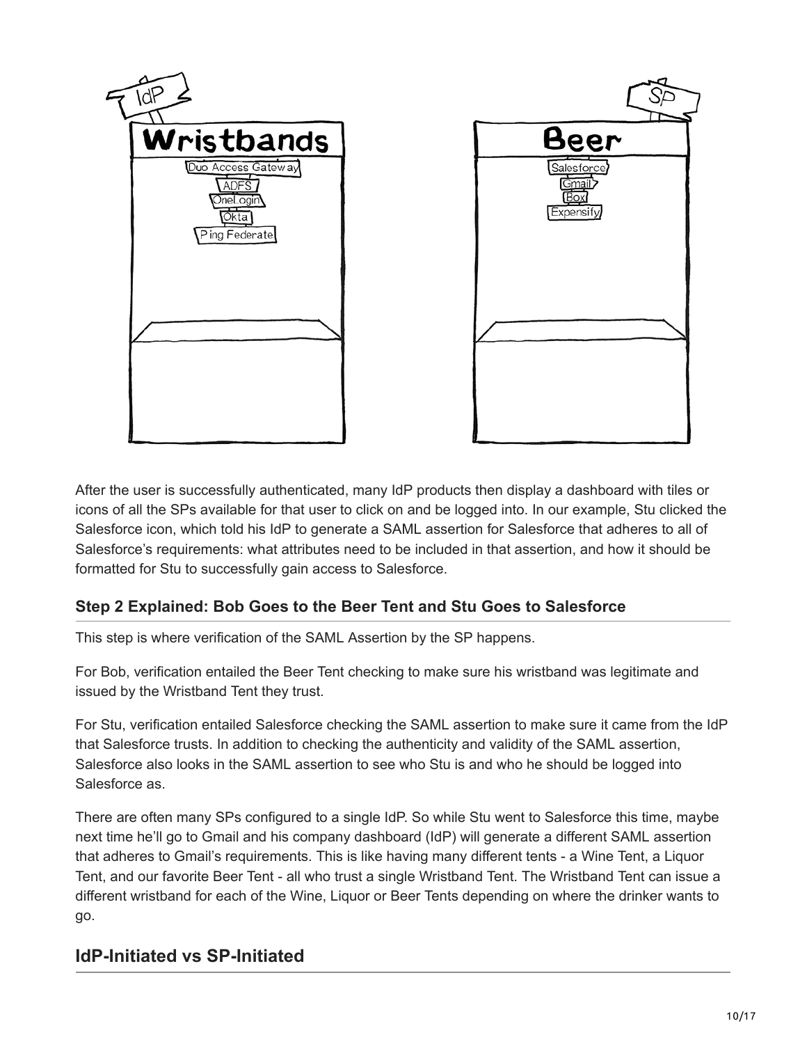After the user is successfully authenticated, many IdP products then display a dashboard with tiles or icons of all the SPs available for that user to click on and be logged into. In our example, Stu clicked the Salesforce icon, which told his IdP to generate a SAML assertion for Salesforce that adheres to all of Salesforce's requirements: what attributes need to be included in that assertion, and how it should be formatted for Stu to successfully gain access to Salesforce.

### Step 2 Explained: Bob Goes to the Beer Tent and Stu Goes to Salesforce

This step is where verification of the SAML Assertion by the SP happens.

For Bob, verification entailed the Beer Tent checking to make sure his wristband was legitimate and issued by the Wristband Tent they trust.

For Stu, verification entailed Salesforce checking the SAML assertion to make sure it came from the IdP that Salesforce trusts. In addition to checking the authenticity and validity of the SAML assertion, Salesforce also looks in the SAML assertion to see who Stu is and who he should be logged into Salesforce as.

There are often many SPs configured to a single IdP. So while Stu went to Salesforce this time, maybe next time he'll go to Gmail and his company dashboard (IdP) will generate a different SAML assertion that adheres to Gmail's requirements. This is like having many different tents - a Wine Tent, a Liquor Tent, and our favorite Beer Tent - all who trust a single Wristband Tent. The Wristband Tent can issue a different wristband for each of the Wine, Liquor or Beer Tents depending on where the drinker wants to go.

## IdP-Initiated vs SP-Initiated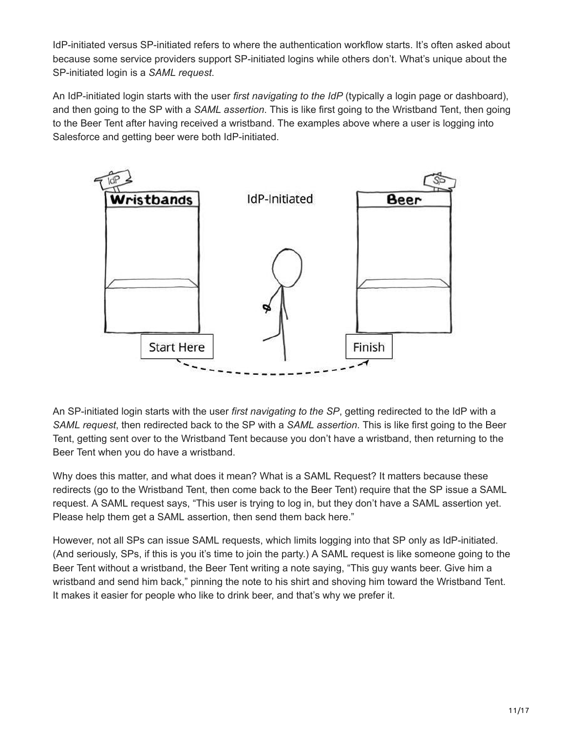IdP-initiated versus SP-initiated refers to where the authentication workflow starts. It's often asked about because some service providers support SP-initiated logins while others don't. What's unique about the SP-initiated login is a *SAML request*.

An IdP-initiated login starts with the user *first navigating to the IdP* (typically a login page or dashboard), and then going to the SP with a *SAML assertion*. This is like first going to the Wristband Tent, then going to the Beer Tent after having received a wristband. The examples above where a user is logging into Salesforce and getting beer were both IdP-initiated.

An SP-initiated login starts with the user *first navigating to the SP*, getting redirected to the IdP with a *SAML request*, then redirected back to the SP with a *SAML assertion*. This is like first going to the Beer Tent, getting sent over to the Wristband Tent because you don't have a wristband, then returning to the Beer Tent when you do have a wristband.

Why does this matter, and what does it mean? What is a SAML Request? It matters because these redirects (go to the Wristband Tent, then come back to the Beer Tent) require that the SP issue a SAML request. A SAML request says, "This user is trying to log in, but they don't have a SAML assertion yet. Please help them get a SAML assertion, then send them back here."

However, not all SPs can issue SAML requests, which limits logging into that SP only as IdP-initiated. (And seriously, SPs, if this is you it's time to join the party.) A SAML request is like someone going to the Beer Tent without a wristband, the Beer Tent writing a note saying, "This guy wants beer. Give him a wristband and send him back," pinning the note to his shirt and shoving him toward the Wristband Tent. It makes it easier for people who like to drink beer, and that's why we prefer it.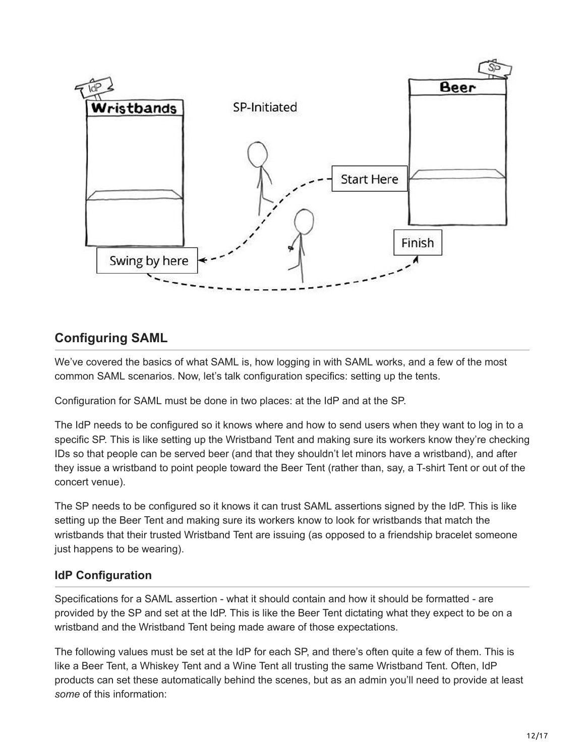## Configuring SAML

We've covered the basics of what SAML is, how logging in with SAML works, and a few of the most common SAML scenarios. Now, let's talk configuration specifics: setting up the tents.

Configuration for SAML must be done in two places: at the IdP and at the SP.

The IdP needs to be configured so it knows where and how to send users when they want to log in to a specific SP. This is like setting up the Wristband Tent and making sure its workers know they're checking IDs so that people can be served beer (and that they shouldn't let minors have a wristband), and after they issue a wristband to point people toward the Beer Tent (rather than, say, a T-shirt Tent or out of the concert venue).

The SP needs to be configured so it knows it can trust SAML assertions signed by the IdP. This is like setting up the Beer Tent and making sure its workers know to look for wristbands that match the wristbands that their trusted Wristband Tent are issuing (as opposed to a friendship bracelet someone just happens to be wearing).

### IdP Configuration

Specifications for a SAML assertion - what it should contain and how it should be formatted - are provided by the SP and set at the IdP. This is like the Beer Tent dictating what they expect to be on a wristband and the Wristband Tent being made aware of those expectations.

The following values must be set at the IdP for each SP, and there's often quite a few of them. This is like a Beer Tent, a Whiskey Tent and a Wine Tent all trusting the same Wristband Tent. Often, IdP products can set these automatically behind the scenes, but as an admin you'll need to provide at least *some* of this information: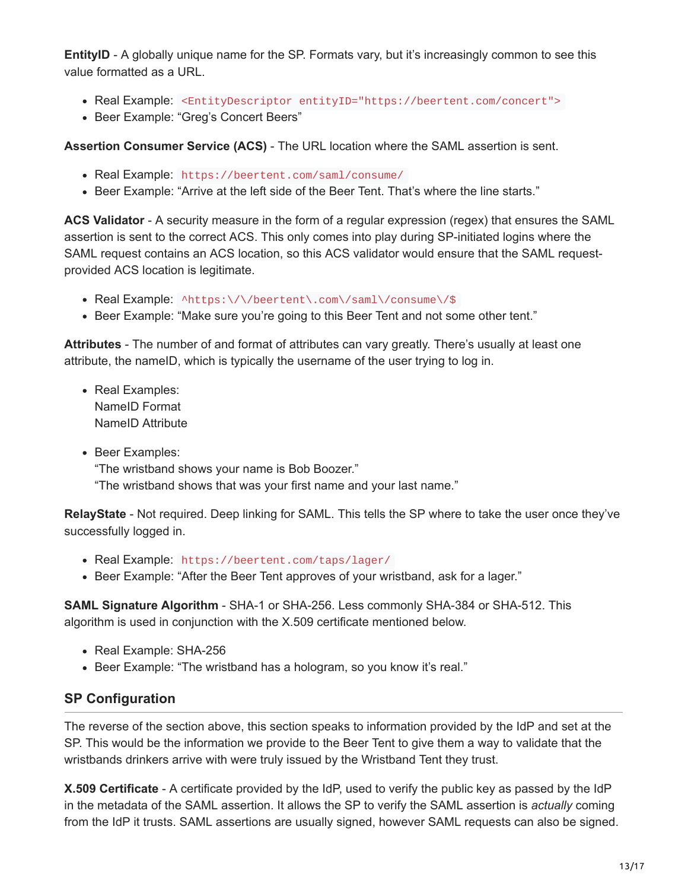**EntityID** - A globally unique name for the SP. Formats vary, but it's increasingly common to see this value formatted as a URL.

- Real Example: `<EntityDescriptor entityID="https://beertent.com/concert">`
- Beer Example: "Greg's Concert Beers"

**Assertion Consumer Service (ACS)** - The URL location where the SAML assertion is sent.

- Real Example: `https://beertent.com/saml/consume/`
- Beer Example: "Arrive at the left side of the Beer Tent. That's where the line starts."

**ACS Validator** - A security measure in the form of a regular expression (regex) that ensures the SAML assertion is sent to the correct ACS. This only comes into play during SP-initiated logins where the SAML request contains an ACS location, so this ACS validator would ensure that the SAML request-provided ACS location is legitimate.

- Real Example: `^https:\/\/beertent\.com\/saml\/consume\/$`
- Beer Example: "Make sure you're going to this Beer Tent and not some other tent."

**Attributes** - The number of and format of attributes can vary greatly. There's usually at least one attribute, the nameID, which is typically the username of the user trying to log in.

- Real Examples:
  NameID Format
  NameID Attribute

- Beer Examples:
  "The wristband shows your name is Bob Boozer."
  "The wristband shows that was your first name and your last name."

**RelayState** - Not required. Deep linking for SAML. This tells the SP where to take the user once they've successfully logged in.

- Real Example: `https://beertent.com/taps/lager/`
- Beer Example: "After the Beer Tent approves of your wristband, ask for a lager."

**SAML Signature Algorithm** - SHA-1 or SHA-256. Less commonly SHA-384 or SHA-512. This algorithm is used in conjunction with the X.509 certificate mentioned below.

- Real Example: SHA-256
- Beer Example: "The wristband has a hologram, so you know it's real."

## SP Configuration

The reverse of the section above, this section speaks to information provided by the IdP and set at the SP. This would be the information we provide to the Beer Tent to give them a way to validate that the wristbands drinkers arrive with were truly issued by the Wristband Tent they trust.

**X.509 Certificate** - A certificate provided by the IdP, used to verify the public key as passed by the IdP in the metadata of the SAML assertion. It allows the SP to verify the SAML assertion is *actually* coming from the IdP it trusts. SAML assertions are usually signed, however SAML requests can also be signed.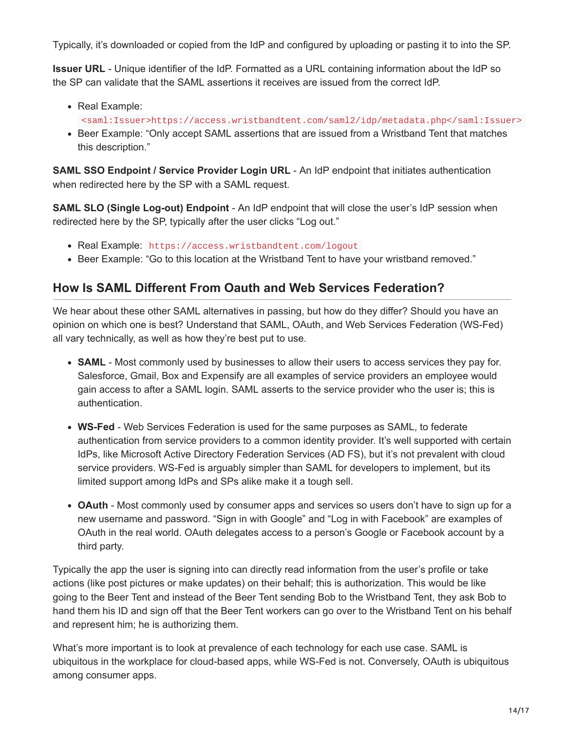Typically, it's downloaded or copied from the IdP and configured by uploading or pasting it to into the SP.

**Issuer URL** - Unique identifier of the IdP. Formatted as a URL containing information about the IdP so the SP can validate that the SAML assertions it receives are issued from the correct IdP.

- Real Example: `<saml:Issuer>https://access.wristbandtent.com/saml2/idp/metadata.php</saml:Issuer>`
- Beer Example: "Only accept SAML assertions that are issued from a Wristband Tent that matches this description."

**SAML SSO Endpoint / Service Provider Login URL** - An IdP endpoint that initiates authentication when redirected here by the SP with a SAML request.

**SAML SLO (Single Log-out) Endpoint** - An IdP endpoint that will close the user's IdP session when redirected here by the SP, typically after the user clicks "Log out."

- Real Example: `https://access.wristbandtent.com/logout`
- Beer Example: "Go to this location at the Wristband Tent to have your wristband removed."

## How Is SAML Different From Oauth and Web Services Federation?

We hear about these other SAML alternatives in passing, but how do they differ? Should you have an opinion on which one is best? Understand that SAML, OAuth, and Web Services Federation (WS-Fed) all vary technically, as well as how they're best put to use.

- **SAML** - Most commonly used by businesses to allow their users to access services they pay for. Salesforce, Gmail, Box and Expensify are all examples of service providers an employee would gain access to after a SAML login. SAML asserts to the service provider who the user is; this is authentication.

- **WS-Fed** - Web Services Federation is used for the same purposes as SAML, to federate authentication from service providers to a common identity provider. It's well supported with certain IdPs, like Microsoft Active Directory Federation Services (AD FS), but it's not prevalent with cloud service providers. WS-Fed is arguably simpler than SAML for developers to implement, but its limited support among IdPs and SPs alike make it a tough sell.

- **OAuth** - Most commonly used by consumer apps and services so users don't have to sign up for a new username and password. "Sign in with Google" and "Log in with Facebook" are examples of OAuth in the real world. OAuth delegates access to a person's Google or Facebook account by a third party.

Typically the app the user is signing into can directly read information from the user's profile or take actions (like post pictures or make updates) on their behalf; this is authorization. This would be like going to the Beer Tent and instead of the Beer Tent sending Bob to the Wristband Tent, they ask Bob to hand them his ID and sign off that the Beer Tent workers can go over to the Wristband Tent on his behalf and represent him; he is authorizing them.

What's more important is to look at prevalence of each technology for each use case. SAML is ubiquitous in the workplace for cloud-based apps, while WS-Fed is not. Conversely, OAuth is ubiquitous among consumer apps.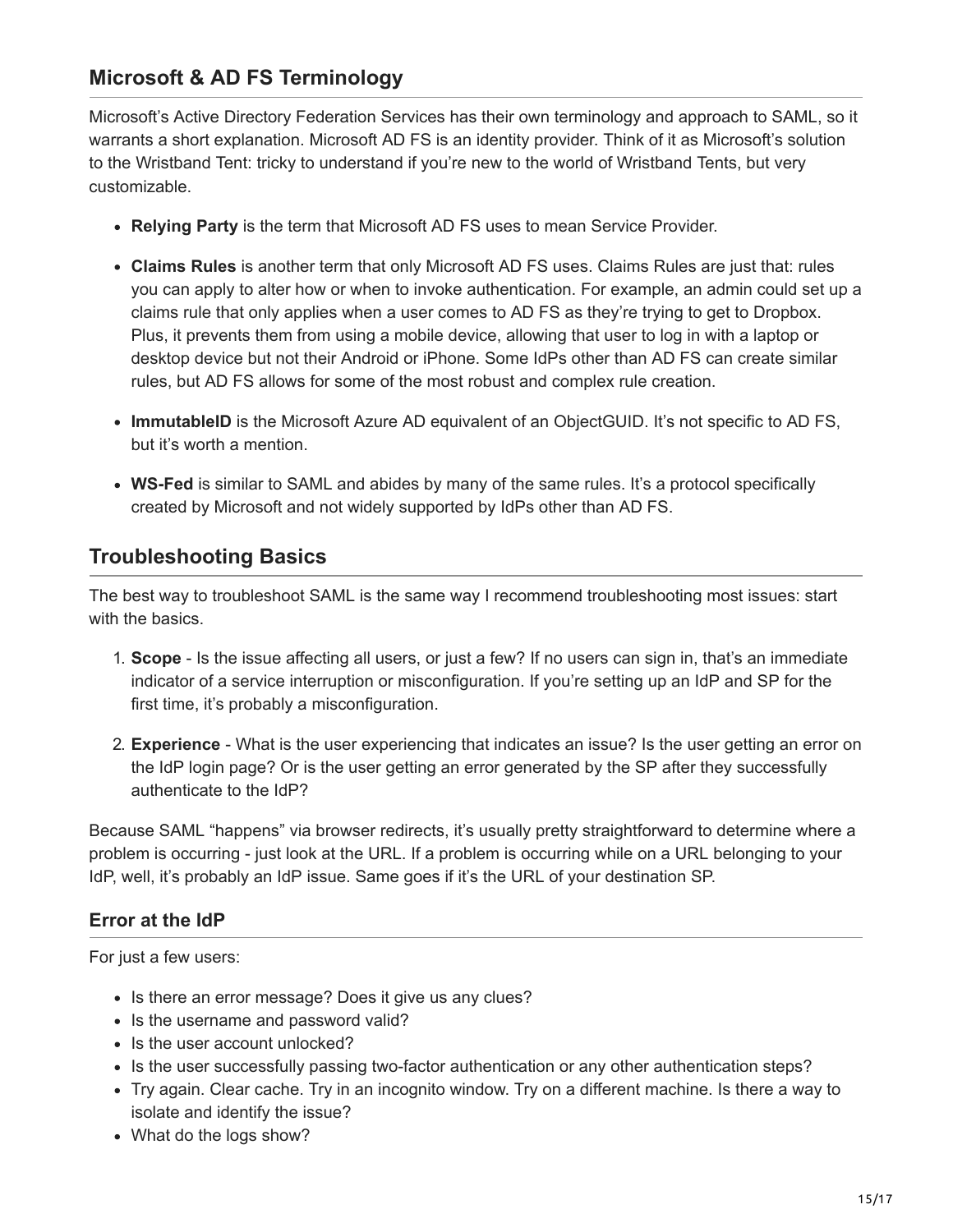## Microsoft & AD FS Terminology

Microsoft's Active Directory Federation Services has their own terminology and approach to SAML, so it warrants a short explanation. Microsoft AD FS is an identity provider. Think of it as Microsoft's solution to the Wristband Tent: tricky to understand if you're new to the world of Wristband Tents, but very customizable.

- **Relying Party** is the term that Microsoft AD FS uses to mean Service Provider.
- **Claims Rules** is another term that only Microsoft AD FS uses. Claims Rules are just that: rules you can apply to alter how or when to invoke authentication. For example, an admin could set up a claims rule that only applies when a user comes to AD FS as they're trying to get to Dropbox. Plus, it prevents them from using a mobile device, allowing that user to log in with a laptop or desktop device but not their Android or iPhone. Some IdPs other than AD FS can create similar rules, but AD FS allows for some of the most robust and complex rule creation.
- **ImmutableID** is the Microsoft Azure AD equivalent of an ObjectGUID. It's not specific to AD FS, but it's worth a mention.
- **WS-Fed** is similar to SAML and abides by many of the same rules. It's a protocol specifically created by Microsoft and not widely supported by IdPs other than AD FS.

## Troubleshooting Basics

The best way to troubleshoot SAML is the same way I recommend troubleshooting most issues: start with the basics.

1. **Scope** - Is the issue affecting all users, or just a few? If no users can sign in, that's an immediate indicator of a service interruption or misconfiguration. If you're setting up an IdP and SP for the first time, it's probably a misconfiguration.
2. **Experience** - What is the user experiencing that indicates an issue? Is the user getting an error on the IdP login page? Or is the user getting an error generated by the SP after they successfully authenticate to the IdP?

Because SAML "happens" via browser redirects, it's usually pretty straightforward to determine where a problem is occurring - just look at the URL. If a problem is occurring while on a URL belonging to your IdP, well, it's probably an IdP issue. Same goes if it's the URL of your destination SP.

### Error at the IdP

For just a few users:

- Is there an error message? Does it give us any clues?
- Is the username and password valid?
- Is the user account unlocked?
- Is the user successfully passing two-factor authentication or any other authentication steps?
- Try again. Clear cache. Try in an incognito window. Try on a different machine. Is there a way to isolate and identify the issue?
- What do the logs show?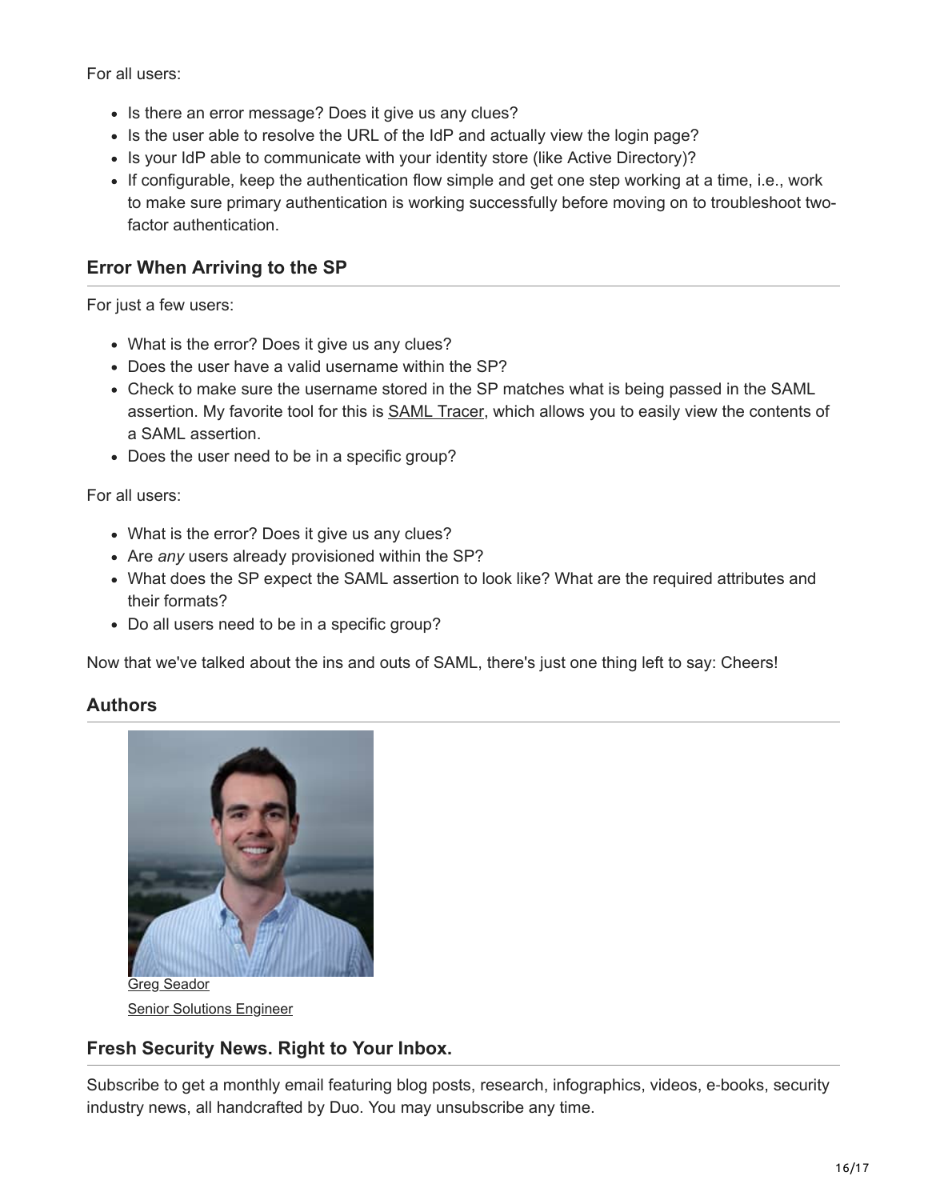For all users:

- Is there an error message? Does it give us any clues?
- Is the user able to resolve the URL of the IdP and actually view the login page?
- Is your IdP able to communicate with your identity store (like Active Directory)?
- If configurable, keep the authentication flow simple and get one step working at a time, i.e., work to make sure primary authentication is working successfully before moving on to troubleshoot two-factor authentication.

### Error When Arriving to the SP

For just a few users:

- What is the error? Does it give us any clues?
- Does the user have a valid username within the SP?
- Check to make sure the username stored in the SP matches what is being passed in the SAML assertion. My favorite tool for this is SAML Tracer, which allows you to easily view the contents of a SAML assertion.
- Does the user need to be in a specific group?

For all users:

- What is the error? Does it give us any clues?
- Are *any* users already provisioned within the SP?
- What does the SP expect the SAML assertion to look like? What are the required attributes and their formats?
- Do all users need to be in a specific group?

Now that we've talked about the ins and outs of SAML, there's just one thing left to say: Cheers!

### Authors

Greg Seador

Senior Solutions Engineer

### Fresh Security News. Right to Your Inbox.

Subscribe to get a monthly email featuring blog posts, research, infographics, videos, e-books, security industry news, all handcrafted by Duo. You may unsubscribe any time.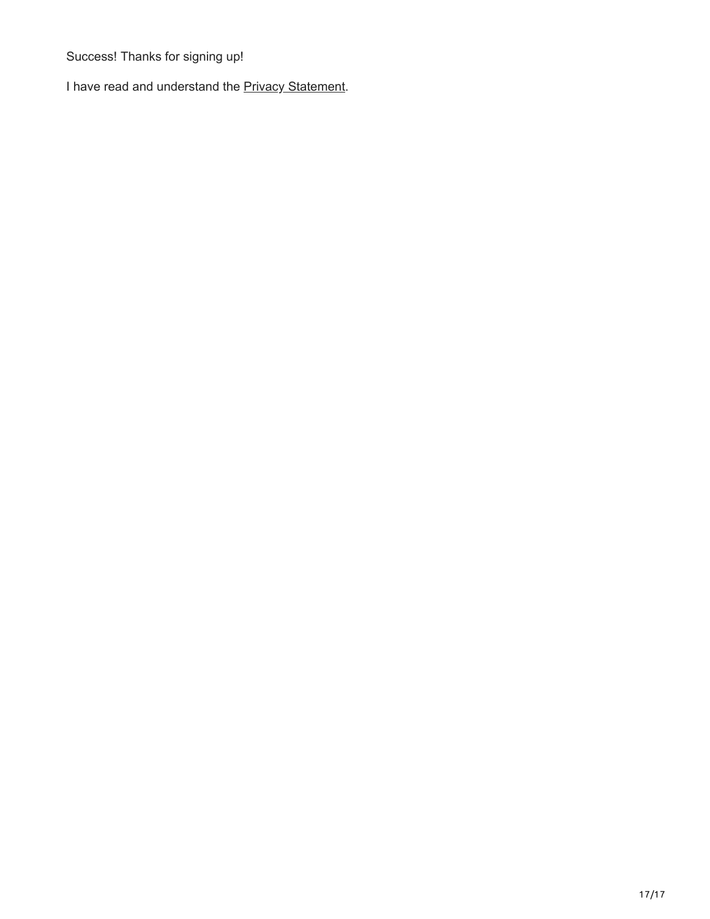Success! Thanks for signing up!

I have read and understand the Privacy Statement.